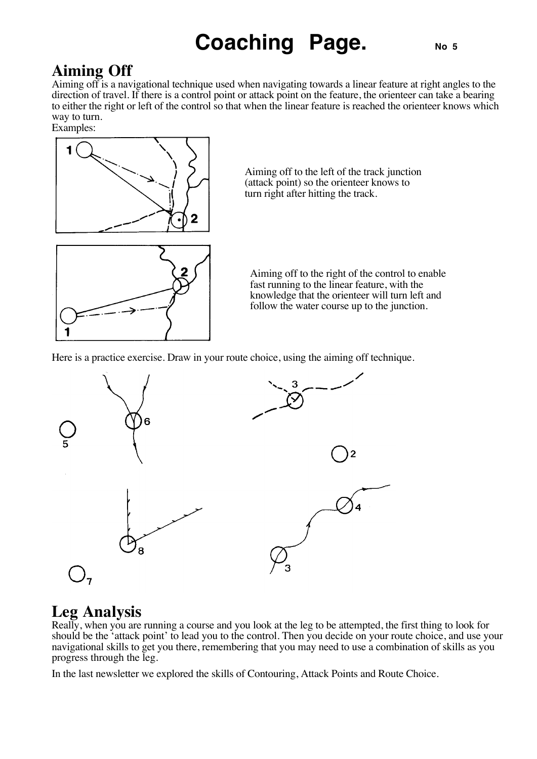# Coaching Page. No 5

## Aiming Off

Aiming off is a navigational technique used when navigating towards a linear feature at right angles to the direction of travel. If there is a control point or attack point on the feature, the orienteer can take a bearing to either the right or left of the control so that when the linear feature is reached the orienteer knows which way to turn.

Examples:

Aiming off to the left of the track junction (attack point) so the orienteer knows to turn right after hitting the track.

Aiming off to the right of the control to enable fast running to the linear feature, with the knowledge that the orienteer will turn left and follow the water course up to the junction.

Here is a practice exercise. Draw in your route choice, using the aiming off technique.

## Leg Analysis

Really, when you are running a course and you look at the leg to be attempted, the first thing to look for should be the 'attack point' to lead you to the control. Then you decide on your route choice, and use your navigational skills to get you there, remembering that you may need to use a combination of skills as you progress through the leg.

In the last newsletter we explored the skills of Contouring, Attack Points and Route Choice.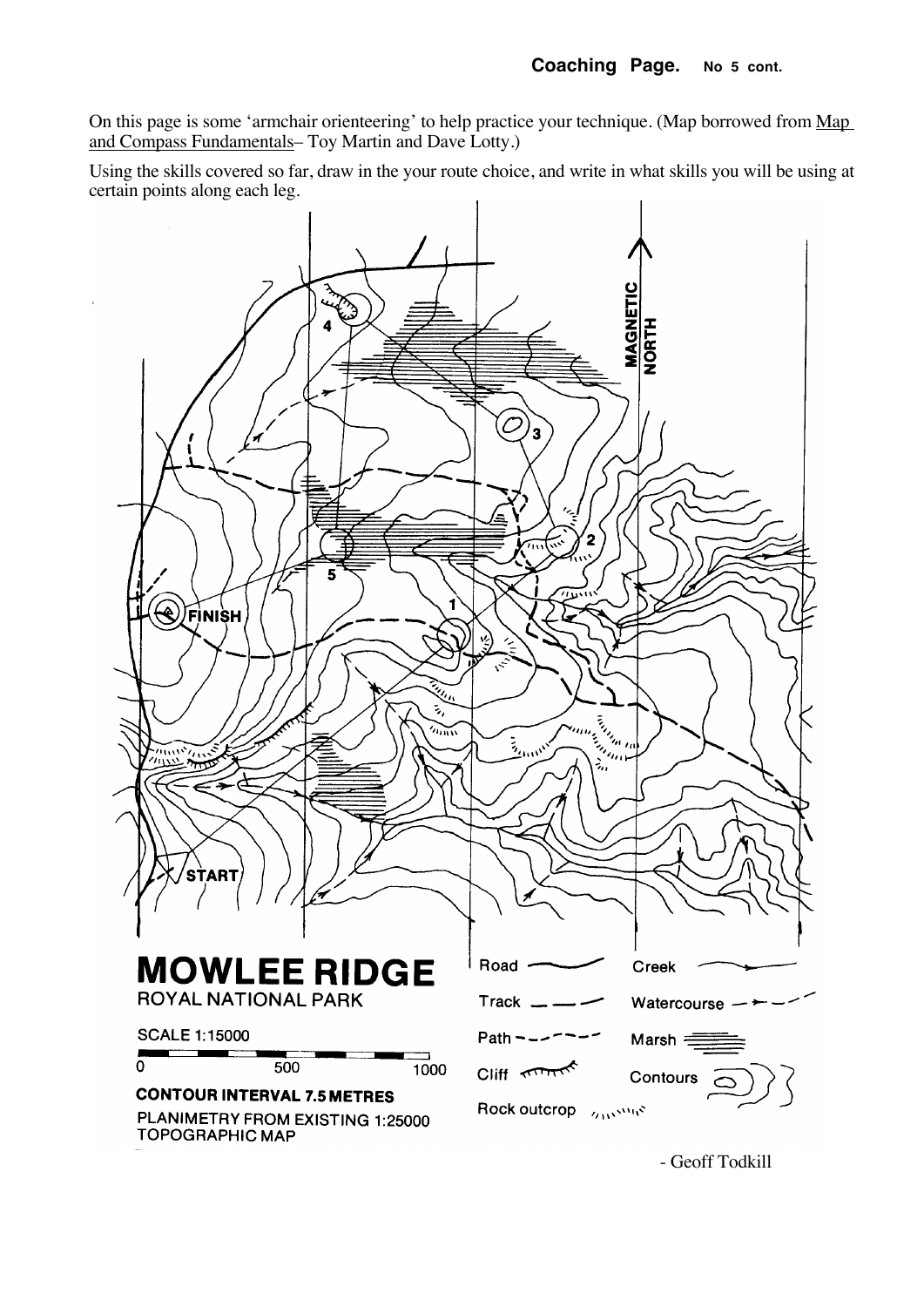**Coaching Page.** **No 5 cont.**

On this page is some 'armchair orienteering' to help practice your technique. (Map borrowed from Map and Compass Fundamentals– Toy Martin and Dave Lotty.)

Using the skills covered so far, draw in the your route choice, and write in what skills you will be using at certain points along each leg.

MAGNETIC NORTH

4

3

2

5

1

FINISH

START

MOWLEE RIDGE

ROYAL NATIONAL PARK

SCALE 1:15000

0 500 1000

CONTOUR INTERVAL 7.5 METRES

PLANIMETRY FROM EXISTING 1:25000 TOPOGRAPHIC MAP

Road

Creek

Track

Watercourse

Path

Marsh

Cliff

Contours

Rock outcrop

- Geoff Todkill